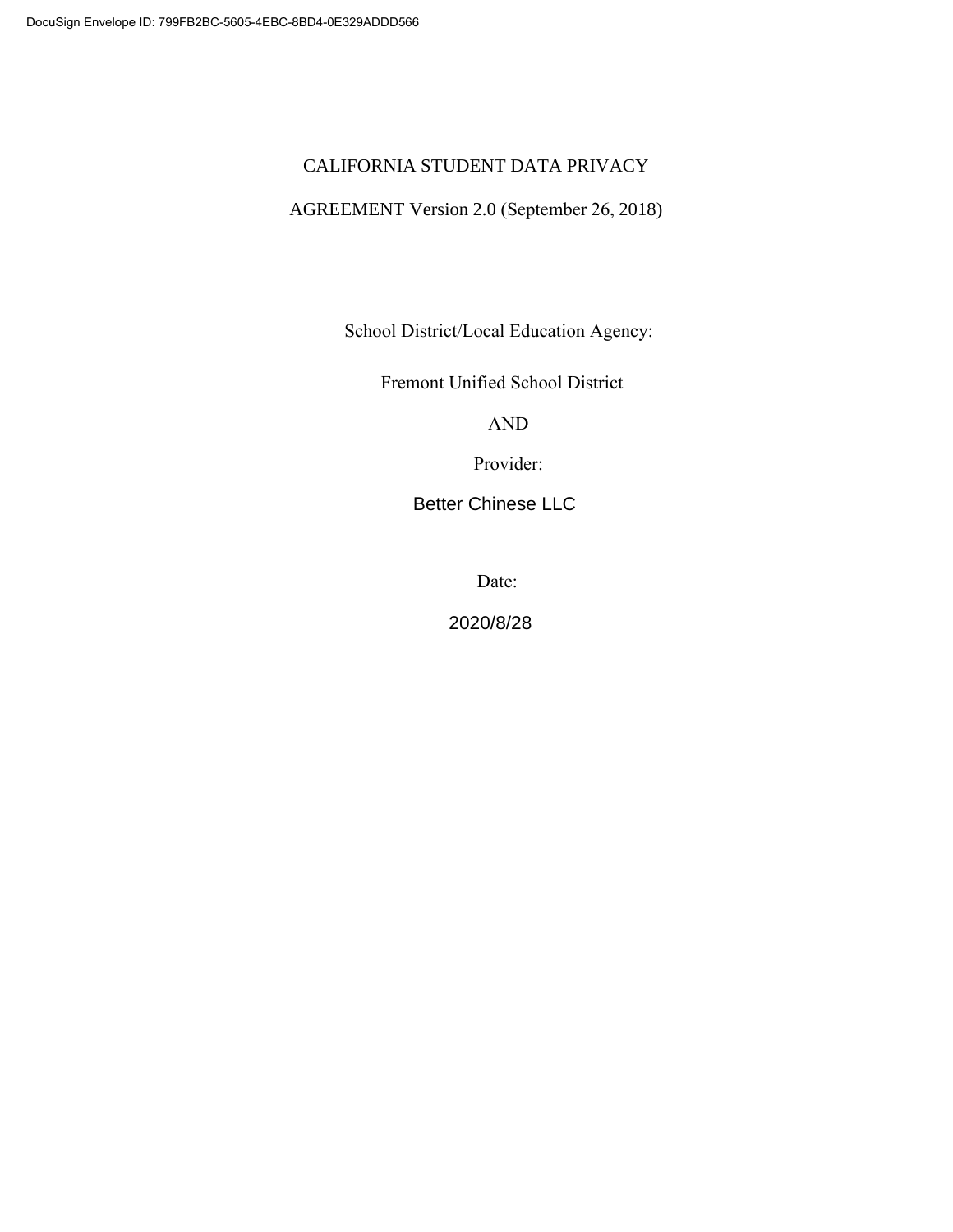DocuSign Envelope ID: 799FB2BC-5605-4EBC-8BD4-0E329ADDD566

# CALIFORNIA STUDENT DATA PRIVACY AGREEMENT Version 2.0 (September 26, 2018)

School District/Local Education Agency:

Fremont Unified School District

AND

Provider:

Better Chinese LLC

Date:

2020/8/28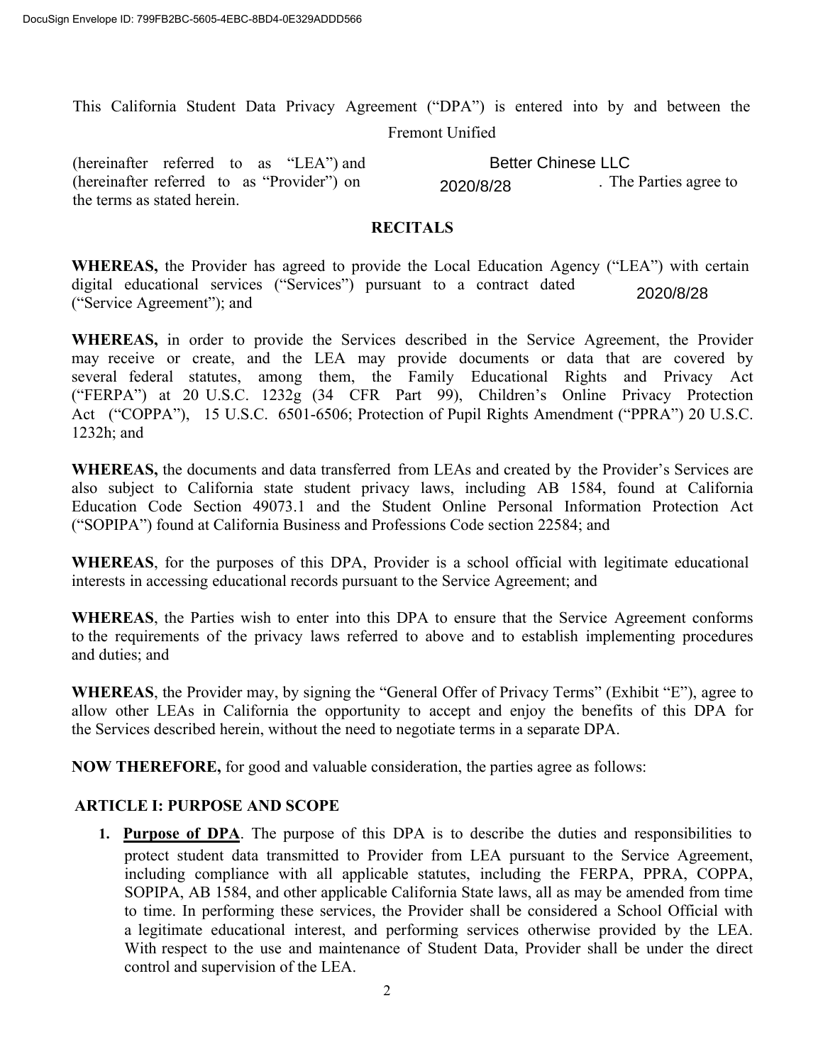This California Student Data Privacy Agreement ("DPA") is entered into by and between the Fremont Unified (hereinafter referred to as "LEA") and Better Chinese LLC (hereinafter referred to as "Provider") on 2020/8/28. The Parties agree to the terms as stated herein.

## RECITALS

**WHEREAS,** the Provider has agreed to provide the Local Education Agency ("LEA") with certain digital educational services ("Services") pursuant to a contract dated 2020/8/28 ("Service Agreement"); and

**WHEREAS,** in order to provide the Services described in the Service Agreement, the Provider may receive or create, and the LEA may provide documents or data that are covered by several federal statutes, among them, the Family Educational Rights and Privacy Act ("FERPA") at 20 U.S.C. 1232g (34 CFR Part 99), Children's Online Privacy Protection Act ("COPPA"), 15 U.S.C. 6501-6506; Protection of Pupil Rights Amendment ("PPRA") 20 U.S.C. 1232h; and

**WHEREAS,** the documents and data transferred from LEAs and created by the Provider's Services are also subject to California state student privacy laws, including AB 1584, found at California Education Code Section 49073.1 and the Student Online Personal Information Protection Act ("SOPIPA") found at California Business and Professions Code section 22584; and

**WHEREAS**, for the purposes of this DPA, Provider is a school official with legitimate educational interests in accessing educational records pursuant to the Service Agreement; and

**WHEREAS**, the Parties wish to enter into this DPA to ensure that the Service Agreement conforms to the requirements of the privacy laws referred to above and to establish implementing procedures and duties; and

**WHEREAS**, the Provider may, by signing the "General Offer of Privacy Terms" (Exhibit "E"), agree to allow other LEAs in California the opportunity to accept and enjoy the benefits of this DPA for the Services described herein, without the need to negotiate terms in a separate DPA.

**NOW THEREFORE,** for good and valuable consideration, the parties agree as follows:

## ARTICLE I: PURPOSE AND SCOPE

1. **Purpose of DPA**. The purpose of this DPA is to describe the duties and responsibilities to protect student data transmitted to Provider from LEA pursuant to the Service Agreement, including compliance with all applicable statutes, including the FERPA, PPRA, COPPA, SOPIPA, AB 1584, and other applicable California State laws, all as may be amended from time to time. In performing these services, the Provider shall be considered a School Official with a legitimate educational interest, and performing services otherwise provided by the LEA. With respect to the use and maintenance of Student Data, Provider shall be under the direct control and supervision of the LEA.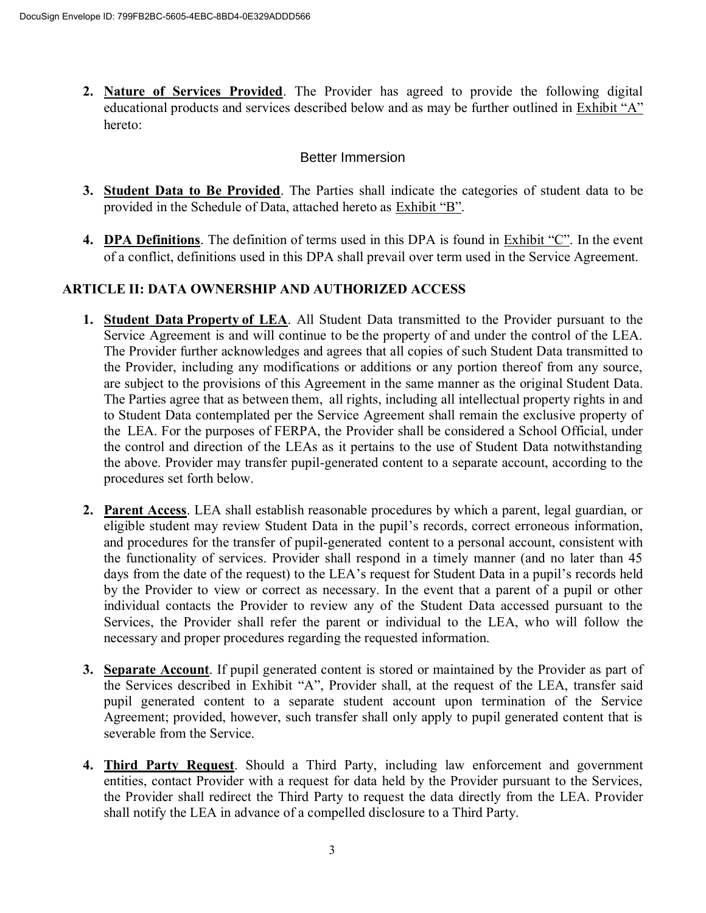2. **Nature of Services Provided**. The Provider has agreed to provide the following digital educational products and services described below and as may be further outlined in Exhibit "A" hereto:

   Better Immersion

3. **Student Data to Be Provided**. The Parties shall indicate the categories of student data to be provided in the Schedule of Data, attached hereto as Exhibit "B".

4. **DPA Definitions**. The definition of terms used in this DPA is found in Exhibit "C". In the event of a conflict, definitions used in this DPA shall prevail over term used in the Service Agreement.

## ARTICLE II: DATA OWNERSHIP AND AUTHORIZED ACCESS

1. **Student Data Property of LEA**. All Student Data transmitted to the Provider pursuant to the Service Agreement is and will continue to be the property of and under the control of the LEA. The Provider further acknowledges and agrees that all copies of such Student Data transmitted to the Provider, including any modifications or additions or any portion thereof from any source, are subject to the provisions of this Agreement in the same manner as the original Student Data. The Parties agree that as between them, all rights, including all intellectual property rights in and to Student Data contemplated per the Service Agreement shall remain the exclusive property of the LEA. For the purposes of FERPA, the Provider shall be considered a School Official, under the control and direction of the LEAs as it pertains to the use of Student Data notwithstanding the above. Provider may transfer pupil-generated content to a separate account, according to the procedures set forth below.

2. **Parent Access**. LEA shall establish reasonable procedures by which a parent, legal guardian, or eligible student may review Student Data in the pupil's records, correct erroneous information, and procedures for the transfer of pupil-generated content to a personal account, consistent with the functionality of services. Provider shall respond in a timely manner (and no later than 45 days from the date of the request) to the LEA's request for Student Data in a pupil's records held by the Provider to view or correct as necessary. In the event that a parent of a pupil or other individual contacts the Provider to review any of the Student Data accessed pursuant to the Services, the Provider shall refer the parent or individual to the LEA, who will follow the necessary and proper procedures regarding the requested information.

3. **Separate Account**. If pupil generated content is stored or maintained by the Provider as part of the Services described in Exhibit "A", Provider shall, at the request of the LEA, transfer said pupil generated content to a separate student account upon termination of the Service Agreement; provided, however, such transfer shall only apply to pupil generated content that is severable from the Service.

4. **Third Party Request**. Should a Third Party, including law enforcement and government entities, contact Provider with a request for data held by the Provider pursuant to the Services, the Provider shall redirect the Third Party to request the data directly from the LEA. Provider shall notify the LEA in advance of a compelled disclosure to a Third Party.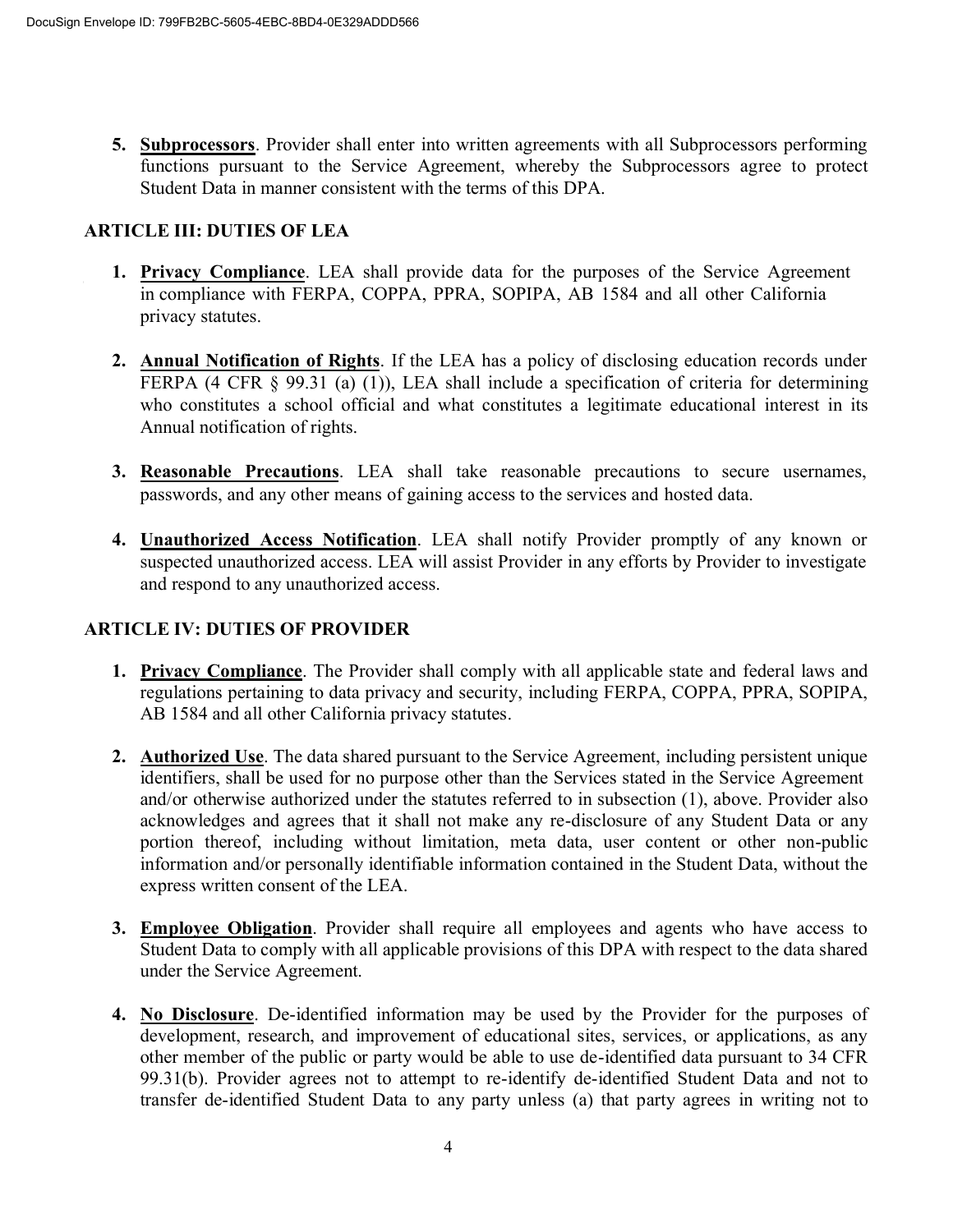5. **Subprocessors**. Provider shall enter into written agreements with all Subprocessors performing functions pursuant to the Service Agreement, whereby the Subprocessors agree to protect Student Data in manner consistent with the terms of this DPA.

## ARTICLE III: DUTIES OF LEA

1. **Privacy Compliance**. LEA shall provide data for the purposes of the Service Agreement in compliance with FERPA, COPPA, PPRA, SOPIPA, AB 1584 and all other California privacy statutes.

2. **Annual Notification of Rights**. If the LEA has a policy of disclosing education records under FERPA (4 CFR § 99.31 (a) (1)), LEA shall include a specification of criteria for determining who constitutes a school official and what constitutes a legitimate educational interest in its Annual notification of rights.

3. **Reasonable Precautions**. LEA shall take reasonable precautions to secure usernames, passwords, and any other means of gaining access to the services and hosted data.

4. **Unauthorized Access Notification**. LEA shall notify Provider promptly of any known or suspected unauthorized access. LEA will assist Provider in any efforts by Provider to investigate and respond to any unauthorized access.

## ARTICLE IV: DUTIES OF PROVIDER

1. **Privacy Compliance**. The Provider shall comply with all applicable state and federal laws and regulations pertaining to data privacy and security, including FERPA, COPPA, PPRA, SOPIPA, AB 1584 and all other California privacy statutes.

2. **Authorized Use**. The data shared pursuant to the Service Agreement, including persistent unique identifiers, shall be used for no purpose other than the Services stated in the Service Agreement and/or otherwise authorized under the statutes referred to in subsection (1), above. Provider also acknowledges and agrees that it shall not make any re-disclosure of any Student Data or any portion thereof, including without limitation, meta data, user content or other non-public information and/or personally identifiable information contained in the Student Data, without the express written consent of the LEA.

3. **Employee Obligation**. Provider shall require all employees and agents who have access to Student Data to comply with all applicable provisions of this DPA with respect to the data shared under the Service Agreement.

4. **No Disclosure**. De-identified information may be used by the Provider for the purposes of development, research, and improvement of educational sites, services, or applications, as any other member of the public or party would be able to use de-identified data pursuant to 34 CFR 99.31(b). Provider agrees not to attempt to re-identify de-identified Student Data and not to transfer de-identified Student Data to any party unless (a) that party agrees in writing not to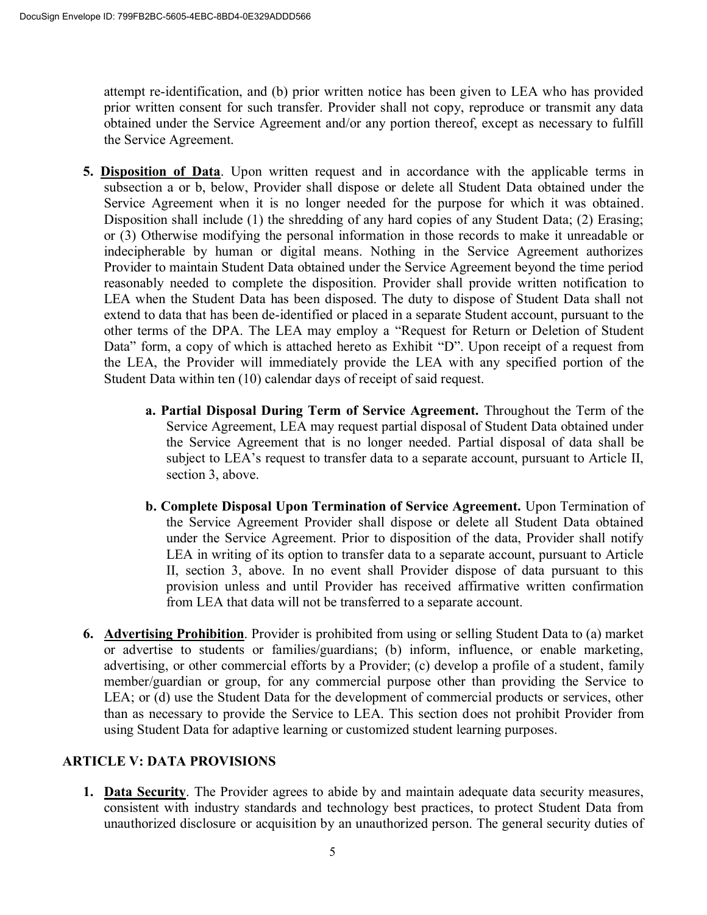attempt re-identification, and (b) prior written notice has been given to LEA who has provided prior written consent for such transfer. Provider shall not copy, reproduce or transmit any data obtained under the Service Agreement and/or any portion thereof, except as necessary to fulfill the Service Agreement.

5. **Disposition of Data**. Upon written request and in accordance with the applicable terms in subsection a or b, below, Provider shall dispose or delete all Student Data obtained under the Service Agreement when it is no longer needed for the purpose for which it was obtained. Disposition shall include (1) the shredding of any hard copies of any Student Data; (2) Erasing; or (3) Otherwise modifying the personal information in those records to make it unreadable or indecipherable by human or digital means. Nothing in the Service Agreement authorizes Provider to maintain Student Data obtained under the Service Agreement beyond the time period reasonably needed to complete the disposition. Provider shall provide written notification to LEA when the Student Data has been disposed. The duty to dispose of Student Data shall not extend to data that has been de-identified or placed in a separate Student account, pursuant to the other terms of the DPA. The LEA may employ a "Request for Return or Deletion of Student Data" form, a copy of which is attached hereto as Exhibit "D". Upon receipt of a request from the LEA, the Provider will immediately provide the LEA with any specified portion of the Student Data within ten (10) calendar days of receipt of said request.

   a. **Partial Disposal During Term of Service Agreement.** Throughout the Term of the Service Agreement, LEA may request partial disposal of Student Data obtained under the Service Agreement that is no longer needed. Partial disposal of data shall be subject to LEA's request to transfer data to a separate account, pursuant to Article II, section 3, above.

   b. **Complete Disposal Upon Termination of Service Agreement.** Upon Termination of the Service Agreement Provider shall dispose or delete all Student Data obtained under the Service Agreement. Prior to disposition of the data, Provider shall notify LEA in writing of its option to transfer data to a separate account, pursuant to Article II, section 3, above. In no event shall Provider dispose of data pursuant to this provision unless and until Provider has received affirmative written confirmation from LEA that data will not be transferred to a separate account.

6. **Advertising Prohibition**. Provider is prohibited from using or selling Student Data to (a) market or advertise to students or families/guardians; (b) inform, influence, or enable marketing, advertising, or other commercial efforts by a Provider; (c) develop a profile of a student, family member/guardian or group, for any commercial purpose other than providing the Service to LEA; or (d) use the Student Data for the development of commercial products or services, other than as necessary to provide the Service to LEA. This section does not prohibit Provider from using Student Data for adaptive learning or customized student learning purposes.

## ARTICLE V: DATA PROVISIONS

1. **Data Security**. The Provider agrees to abide by and maintain adequate data security measures, consistent with industry standards and technology best practices, to protect Student Data from unauthorized disclosure or acquisition by an unauthorized person. The general security duties of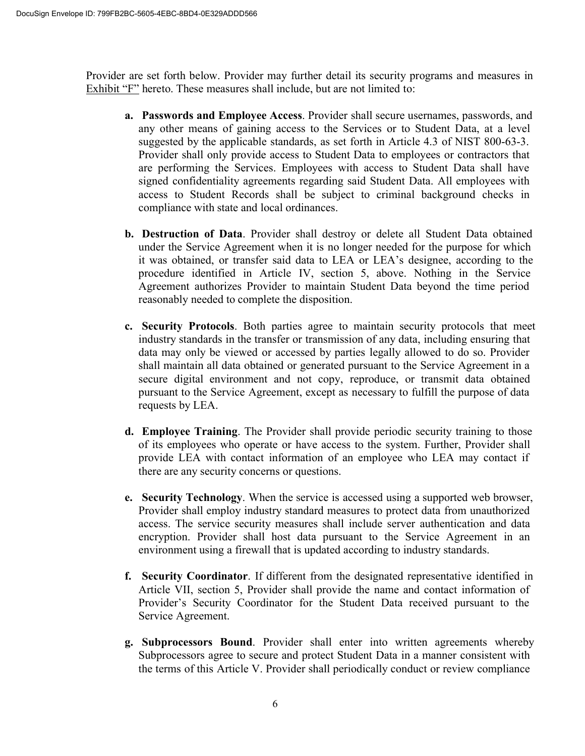Provider are set forth below. Provider may further detail its security programs and measures in <u>Exhibit “F”</u> hereto. These measures shall include, but are not limited to:

**a. Passwords and Employee Access**. Provider shall secure usernames, passwords, and any other means of gaining access to the Services or to Student Data, at a level suggested by the applicable standards, as set forth in Article 4.3 of NIST 800-63-3. Provider shall only provide access to Student Data to employees or contractors that are performing the Services. Employees with access to Student Data shall have signed confidentiality agreements regarding said Student Data. All employees with access to Student Records shall be subject to criminal background checks in compliance with state and local ordinances.

**b. Destruction of Data**. Provider shall destroy or delete all Student Data obtained under the Service Agreement when it is no longer needed for the purpose for which it was obtained, or transfer said data to LEA or LEA’s designee, according to the procedure identified in Article IV, section 5, above. Nothing in the Service Agreement authorizes Provider to maintain Student Data beyond the time period reasonably needed to complete the disposition.

**c. Security Protocols**. Both parties agree to maintain security protocols that meet industry standards in the transfer or transmission of any data, including ensuring that data may only be viewed or accessed by parties legally allowed to do so. Provider shall maintain all data obtained or generated pursuant to the Service Agreement in a secure digital environment and not copy, reproduce, or transmit data obtained pursuant to the Service Agreement, except as necessary to fulfill the purpose of data requests by LEA.

**d. Employee Training**. The Provider shall provide periodic security training to those of its employees who operate or have access to the system. Further, Provider shall provide LEA with contact information of an employee who LEA may contact if there are any security concerns or questions.

**e. Security Technology**. When the service is accessed using a supported web browser, Provider shall employ industry standard measures to protect data from unauthorized access. The service security measures shall include server authentication and data encryption. Provider shall host data pursuant to the Service Agreement in an environment using a firewall that is updated according to industry standards.

**f. Security Coordinator**. If different from the designated representative identified in Article VII, section 5, Provider shall provide the name and contact information of Provider’s Security Coordinator for the Student Data received pursuant to the Service Agreement.

**g. Subprocessors Bound**. Provider shall enter into written agreements whereby Subprocessors agree to secure and protect Student Data in a manner consistent with the terms of this Article V. Provider shall periodically conduct or review compliance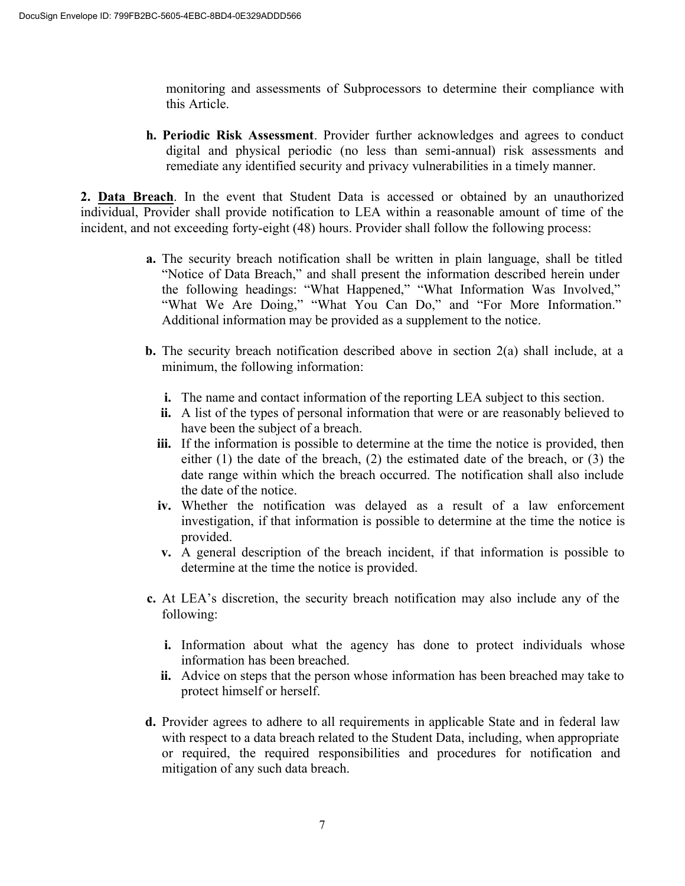monitoring and assessments of Subprocessors to determine their compliance with this Article.

**h. Periodic Risk Assessment**. Provider further acknowledges and agrees to conduct digital and physical periodic (no less than semi-annual) risk assessments and remediate any identified security and privacy vulnerabilities in a timely manner.

**2. Data Breach**. In the event that Student Data is accessed or obtained by an unauthorized individual, Provider shall provide notification to LEA within a reasonable amount of time of the incident, and not exceeding forty-eight (48) hours. Provider shall follow the following process:

**a.** The security breach notification shall be written in plain language, shall be titled "Notice of Data Breach," and shall present the information described herein under the following headings: "What Happened," "What Information Was Involved," "What We Are Doing," "What You Can Do," and "For More Information." Additional information may be provided as a supplement to the notice.

**b.** The security breach notification described above in section 2(a) shall include, at a minimum, the following information:

**i.** The name and contact information of the reporting LEA subject to this section.

**ii.** A list of the types of personal information that were or are reasonably believed to have been the subject of a breach.

**iii.** If the information is possible to determine at the time the notice is provided, then either (1) the date of the breach, (2) the estimated date of the breach, or (3) the date range within which the breach occurred. The notification shall also include the date of the notice.

**iv.** Whether the notification was delayed as a result of a law enforcement investigation, if that information is possible to determine at the time the notice is provided.

**v.** A general description of the breach incident, if that information is possible to determine at the time the notice is provided.

**c.** At LEA's discretion, the security breach notification may also include any of the following:

**i.** Information about what the agency has done to protect individuals whose information has been breached.

**ii.** Advice on steps that the person whose information has been breached may take to protect himself or herself.

**d.** Provider agrees to adhere to all requirements in applicable State and in federal law with respect to a data breach related to the Student Data, including, when appropriate or required, the required responsibilities and procedures for notification and mitigation of any such data breach.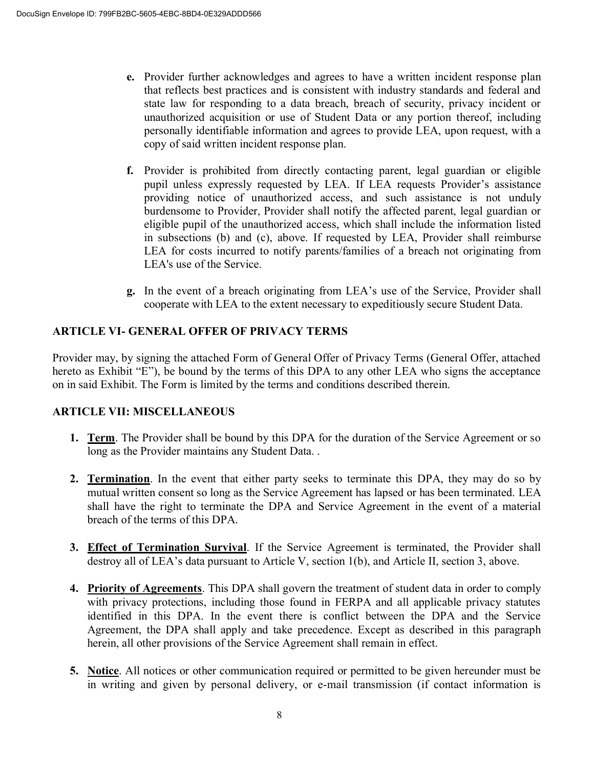e. Provider further acknowledges and agrees to have a written incident response plan that reflects best practices and is consistent with industry standards and federal and state law for responding to a data breach, breach of security, privacy incident or unauthorized acquisition or use of Student Data or any portion thereof, including personally identifiable information and agrees to provide LEA, upon request, with a copy of said written incident response plan.

f. Provider is prohibited from directly contacting parent, legal guardian or eligible pupil unless expressly requested by LEA. If LEA requests Provider's assistance providing notice of unauthorized access, and such assistance is not unduly burdensome to Provider, Provider shall notify the affected parent, legal guardian or eligible pupil of the unauthorized access, which shall include the information listed in subsections (b) and (c), above. If requested by LEA, Provider shall reimburse LEA for costs incurred to notify parents/families of a breach not originating from LEA's use of the Service.

g. In the event of a breach originating from LEA's use of the Service, Provider shall cooperate with LEA to the extent necessary to expeditiously secure Student Data.

## ARTICLE VI- GENERAL OFFER OF PRIVACY TERMS

Provider may, by signing the attached Form of General Offer of Privacy Terms (General Offer, attached hereto as Exhibit "E"), be bound by the terms of this DPA to any other LEA who signs the acceptance on in said Exhibit. The Form is limited by the terms and conditions described therein.

## ARTICLE VII: MISCELLANEOUS

1. **Term**. The Provider shall be bound by this DPA for the duration of the Service Agreement or so long as the Provider maintains any Student Data. .

2. **Termination**. In the event that either party seeks to terminate this DPA, they may do so by mutual written consent so long as the Service Agreement has lapsed or has been terminated. LEA shall have the right to terminate the DPA and Service Agreement in the event of a material breach of the terms of this DPA.

3. **Effect of Termination Survival**. If the Service Agreement is terminated, the Provider shall destroy all of LEA's data pursuant to Article V, section 1(b), and Article II, section 3, above.

4. **Priority of Agreements**. This DPA shall govern the treatment of student data in order to comply with privacy protections, including those found in FERPA and all applicable privacy statutes identified in this DPA. In the event there is conflict between the DPA and the Service Agreement, the DPA shall apply and take precedence. Except as described in this paragraph herein, all other provisions of the Service Agreement shall remain in effect.

5. **Notice**. All notices or other communication required or permitted to be given hereunder must be in writing and given by personal delivery, or e-mail transmission (if contact information is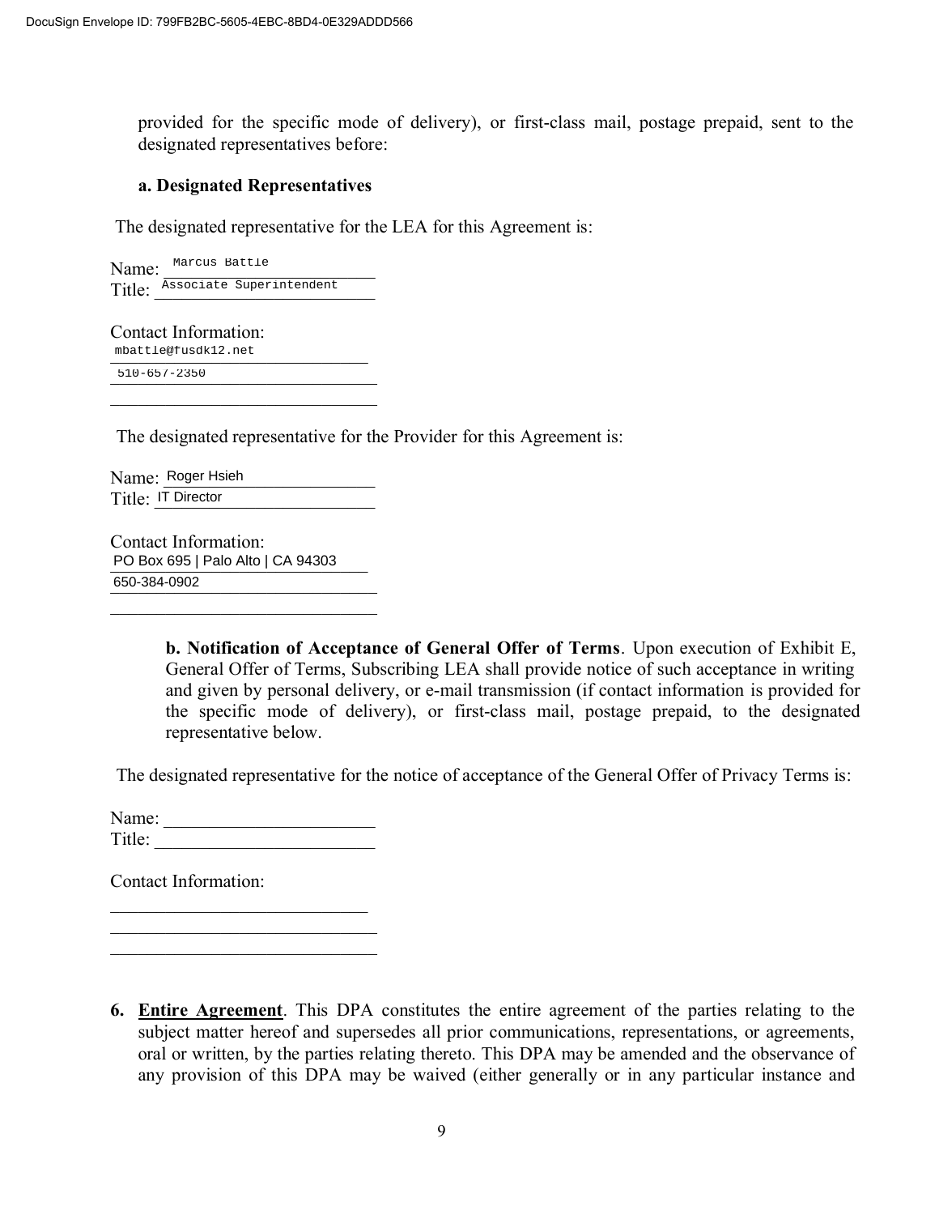provided for the specific mode of delivery), or first-class mail, postage prepaid, sent to the designated representatives before:

**a. Designated Representatives**

The designated representative for the LEA for this Agreement is:

Name: Marcus Battle
Title: Associate Superintendent

Contact Information:
mbattle@fusdk12.net
510-657-2350

The designated representative for the Provider for this Agreement is:

Name: Roger Hsieh
Title: IT Director

Contact Information:
PO Box 695 | Palo Alto | CA 94303
650-384-0902

**b. Notification of Acceptance of General Offer of Terms**. Upon execution of Exhibit E, General Offer of Terms, Subscribing LEA shall provide notice of such acceptance in writing and given by personal delivery, or e-mail transmission (if contact information is provided for the specific mode of delivery), or first-class mail, postage prepaid, to the designated representative below.

The designated representative for the notice of acceptance of the General Offer of Privacy Terms is:

Name: ______________________
Title: ______________________

Contact Information:
______________________
______________________
______________________

6. **Entire Agreement**. This DPA constitutes the entire agreement of the parties relating to the subject matter hereof and supersedes all prior communications, representations, or agreements, oral or written, by the parties relating thereto. This DPA may be amended and the observance of any provision of this DPA may be waived (either generally or in any particular instance and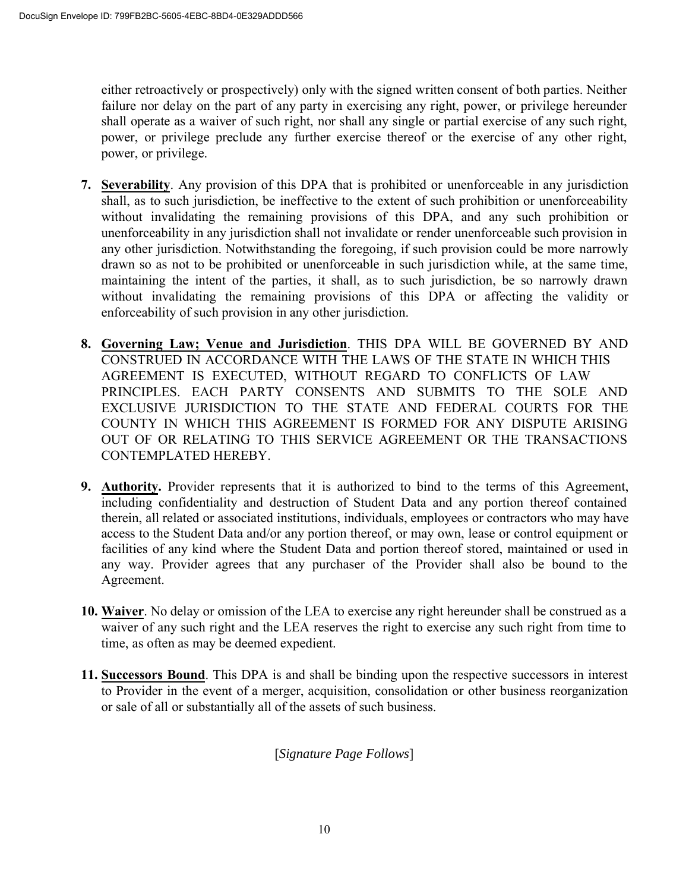either retroactively or prospectively) only with the signed written consent of both parties. Neither failure nor delay on the part of any party in exercising any right, power, or privilege hereunder shall operate as a waiver of such right, nor shall any single or partial exercise of any such right, power, or privilege preclude any further exercise thereof or the exercise of any other right, power, or privilege.

7. **Severability**. Any provision of this DPA that is prohibited or unenforceable in any jurisdiction shall, as to such jurisdiction, be ineffective to the extent of such prohibition or unenforceability without invalidating the remaining provisions of this DPA, and any such prohibition or unenforceability in any jurisdiction shall not invalidate or render unenforceable such provision in any other jurisdiction. Notwithstanding the foregoing, if such provision could be more narrowly drawn so as not to be prohibited or unenforceable in such jurisdiction while, at the same time, maintaining the intent of the parties, it shall, as to such jurisdiction, be so narrowly drawn without invalidating the remaining provisions of this DPA or affecting the validity or enforceability of such provision in any other jurisdiction.

8. **Governing Law; Venue and Jurisdiction**. THIS DPA WILL BE GOVERNED BY AND CONSTRUED IN ACCORDANCE WITH THE LAWS OF THE STATE IN WHICH THIS AGREEMENT IS EXECUTED, WITHOUT REGARD TO CONFLICTS OF LAW PRINCIPLES. EACH PARTY CONSENTS AND SUBMITS TO THE SOLE AND EXCLUSIVE JURISDICTION TO THE STATE AND FEDERAL COURTS FOR THE COUNTY IN WHICH THIS AGREEMENT IS FORMED FOR ANY DISPUTE ARISING OUT OF OR RELATING TO THIS SERVICE AGREEMENT OR THE TRANSACTIONS CONTEMPLATED HEREBY.

9. **Authority.** Provider represents that it is authorized to bind to the terms of this Agreement, including confidentiality and destruction of Student Data and any portion thereof contained therein, all related or associated institutions, individuals, employees or contractors who may have access to the Student Data and/or any portion thereof, or may own, lease or control equipment or facilities of any kind where the Student Data and portion thereof stored, maintained or used in any way. Provider agrees that any purchaser of the Provider shall also be bound to the Agreement.

10. **Waiver**. No delay or omission of the LEA to exercise any right hereunder shall be construed as a waiver of any such right and the LEA reserves the right to exercise any such right from time to time, as often as may be deemed expedient.

11. **Successors Bound**. This DPA is and shall be binding upon the respective successors in interest to Provider in the event of a merger, acquisition, consolidation or other business reorganization or sale of all or substantially all of the assets of such business.

[*Signature Page Follows*]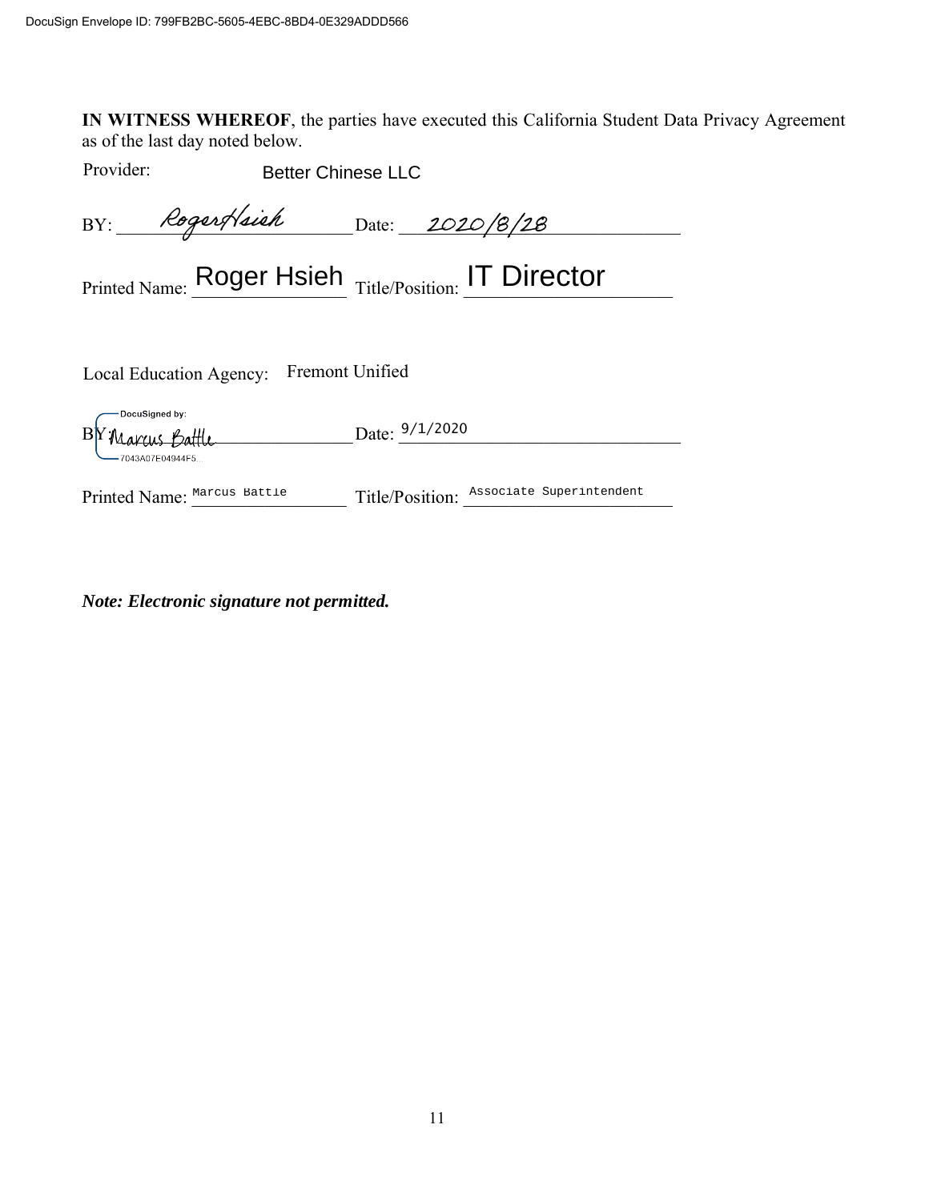**IN WITNESS WHEREOF**, the parties have executed this California Student Data Privacy Agreement as of the last day noted below.

Provider: Better Chinese LLC

BY: Roger Hsieh Date: 2020/8/28

Printed Name: Roger Hsieh Title/Position: IT Director

Local Education Agency: Fremont Unified

BY: Marcus Battle Date: 9/1/2020

Printed Name: Marcus Battle Title/Position: Associate Superintendent

***Note: Electronic signature not permitted.***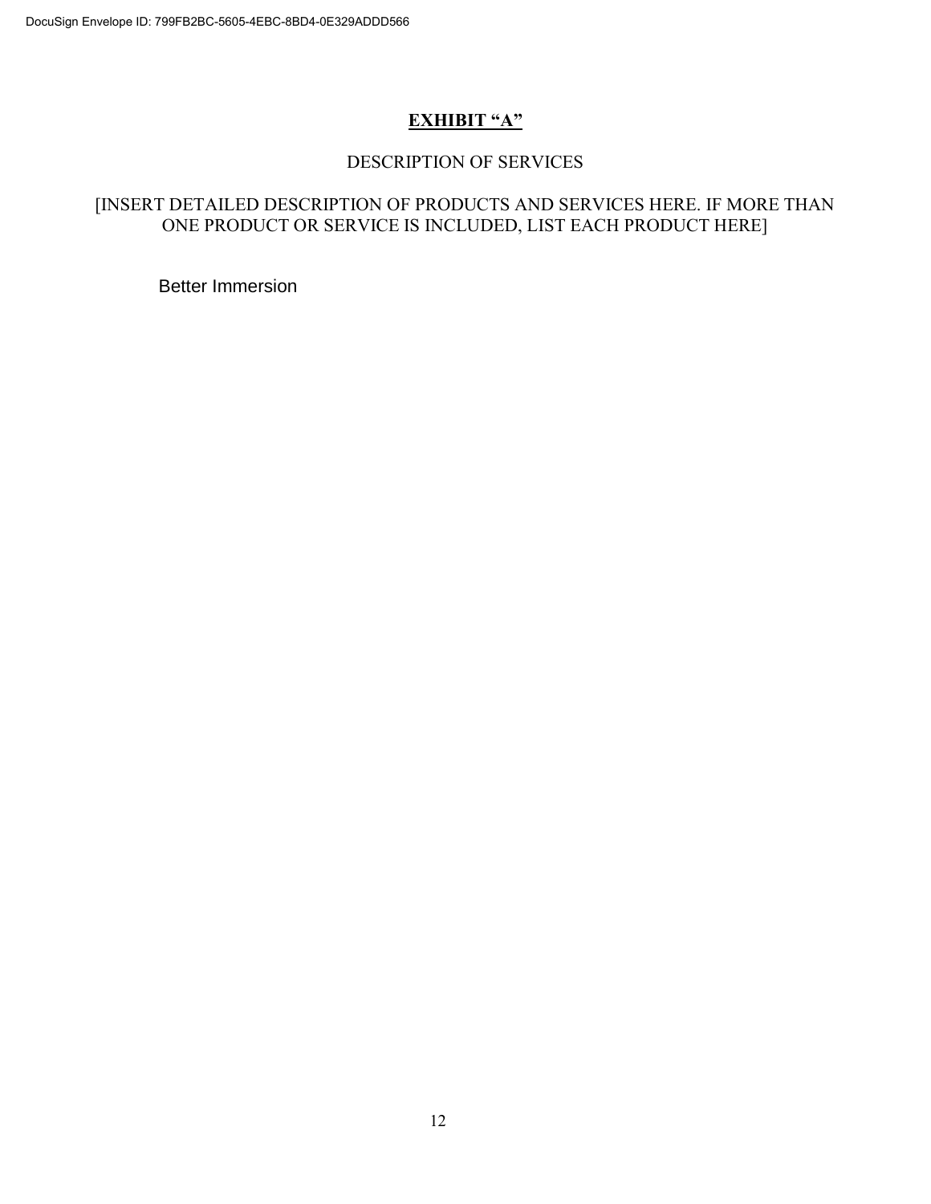# **EXHIBIT "A"**

DESCRIPTION OF SERVICES

[INSERT DETAILED DESCRIPTION OF PRODUCTS AND SERVICES HERE. IF MORE THAN ONE PRODUCT OR SERVICE IS INCLUDED, LIST EACH PRODUCT HERE]

Better Immersion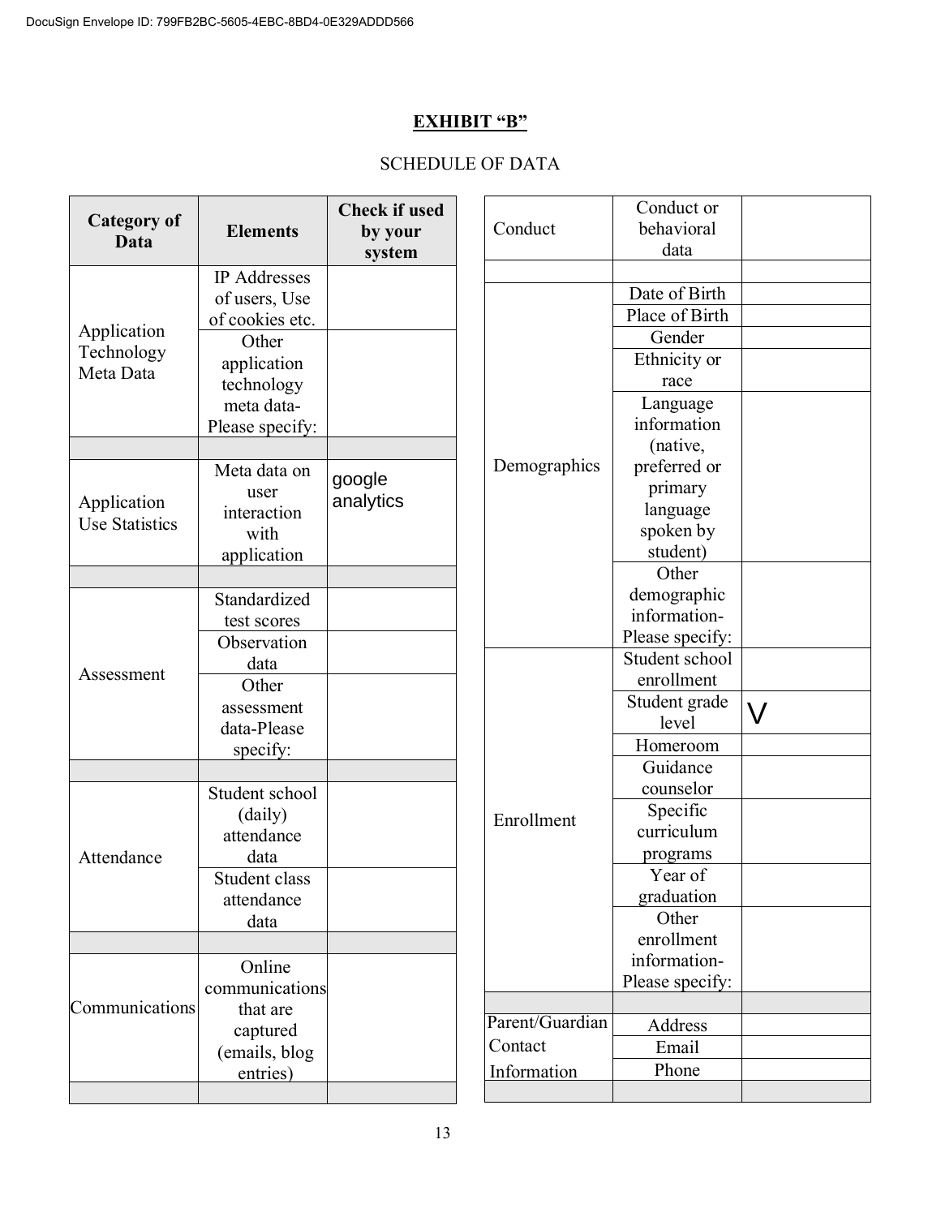# EXHIBIT "B"

SCHEDULE OF DATA

| Category of Data | Elements | Check if used by your system |
|---|---|---|
| Application Technology Meta Data | IP Addresses of users, Use of cookies etc. | |
| | Other application technology meta data-Please specify: | |
| | | |
| Application Use Statistics | Meta data on user interaction with application | google analytics |
| | | |
| Assessment | Standardized test scores | |
| | Observation data | |
| | Other assessment data-Please specify: | |
| | | |
| Attendance | Student school (daily) attendance data | |
| | Student class attendance data | |
| | | |
| Communications | Online communications that are captured (emails, blog entries) | |
| | | |
| Conduct | Conduct or behavioral data | |
| | | |
| Demographics | Date of Birth | |
| | Place of Birth | |
| | Gender | |
| | Ethnicity or race | |
| | Language information (native, preferred or primary language spoken by student) | |
| | Other demographic information-Please specify: | |
| Enrollment | Student school enrollment | |
| | Student grade level | V |
| | Homeroom | |
| | Guidance counselor | |
| | Specific curriculum programs | |
| | Year of graduation | |
| | Other enrollment information-Please specify: | |
| | | |
| Parent/Guardian Contact Information | Address | |
| | Email | |
| | Phone | |
| | | |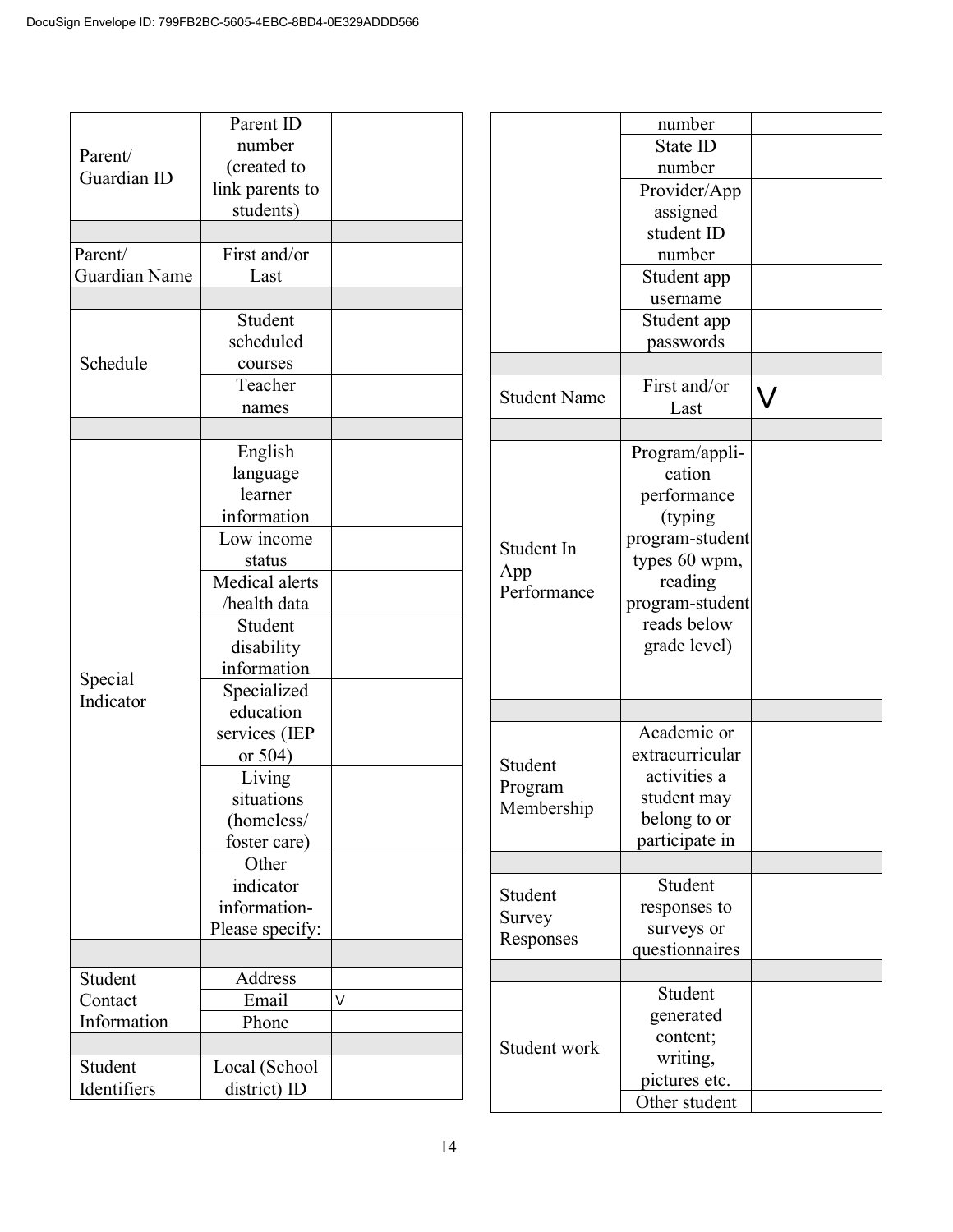| | | |
|---|---|---|
| Parent/ Guardian ID | Parent ID number (created to link parents to students) | |
| | | |
| Parent/ Guardian Name | First and/or Last | |
| | | |
| Schedule | Student scheduled courses | |
| | Teacher names | |
| | | |
| Special Indicator | English language learner information | |
| | Low income status | |
| | Medical alerts /health data | |
| | Student disability information | |
| | Specialized education services (IEP or 504) | |
| | Living situations (homeless/ foster care) | |
| | Other indicator information-Please specify: | |
| | | |
| Student Contact Information | Address | |
| | Email | V |
| | Phone | |
| | | |
| Student Identifiers | Local (School district) ID number | |
| | State ID number | |
| | Provider/App assigned student ID number | |
| | Student app username | |
| | Student app passwords | |
| | | |
| Student Name | First and/or Last | V |
| | | |
| Student In App Performance | Program/application performance (typing program-student types 60 wpm, reading program-student reads below grade level) | |
| | | |
| Student Program Membership | Academic or extracurricular activities a student may belong to or participate in | |
| | | |
| Student Survey Responses | Student responses to surveys or questionnaires | |
| | | |
| Student work | Student generated content; writing, pictures etc. | |
| | Other student | |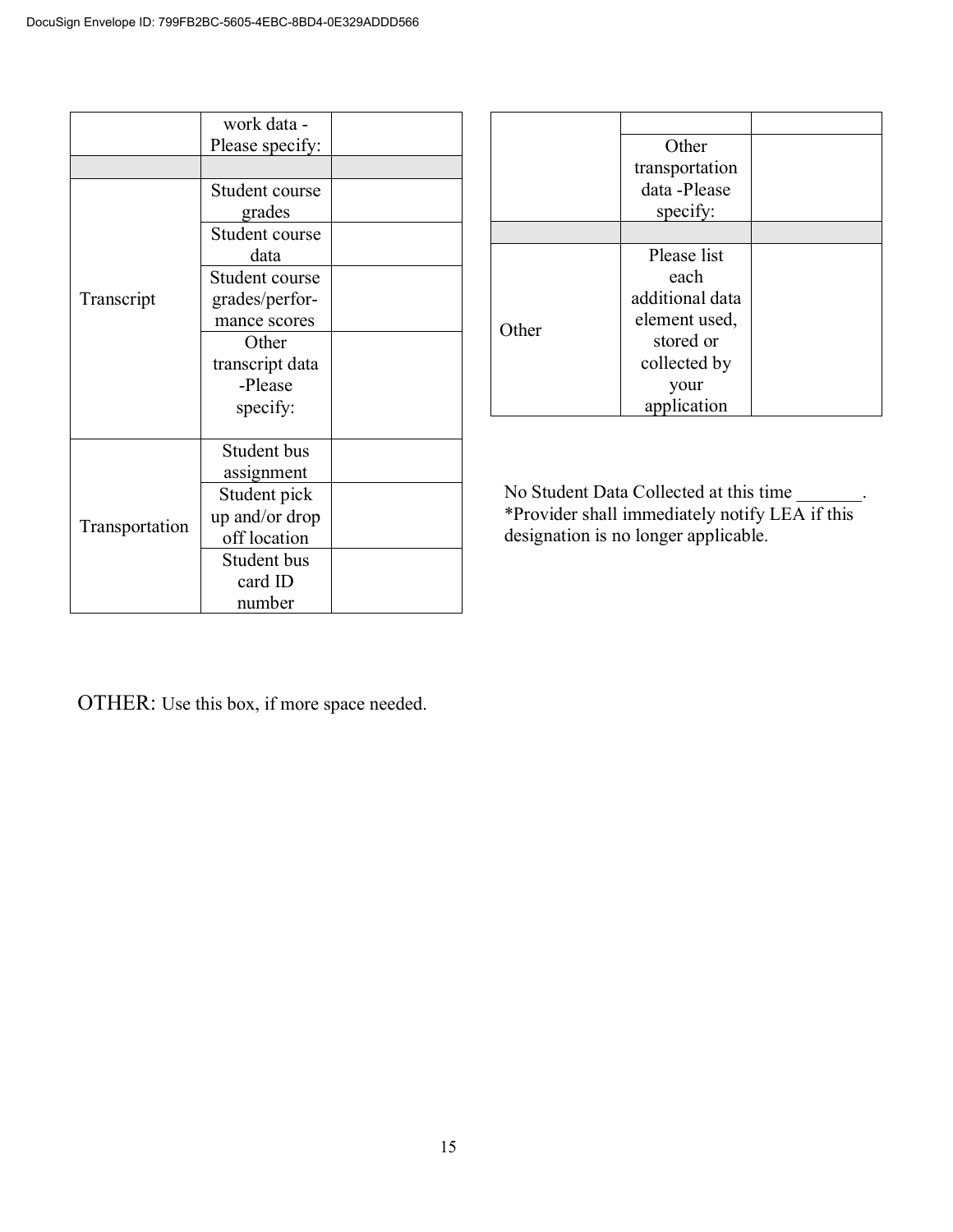| | | |
|---|---|---|
| | work data - Please specify: | |
| | | |
| Transcript | Student course grades | |
| | Student course data | |
| | Student course grades/performance scores | |
| | Other transcript data -Please specify: | |
| Transportation | Student bus assignment | |
| | Student pick up and/or drop off location | |
| | Student bus card ID number | |
| | | |
| | Other transportation data -Please specify: | |
| | | |
| Other | Please list each additional data element used, stored or collected by your application | |

No Student Data Collected at this time _______.
*Provider shall immediately notify LEA if this designation is no longer applicable.

OTHER: Use this box, if more space needed.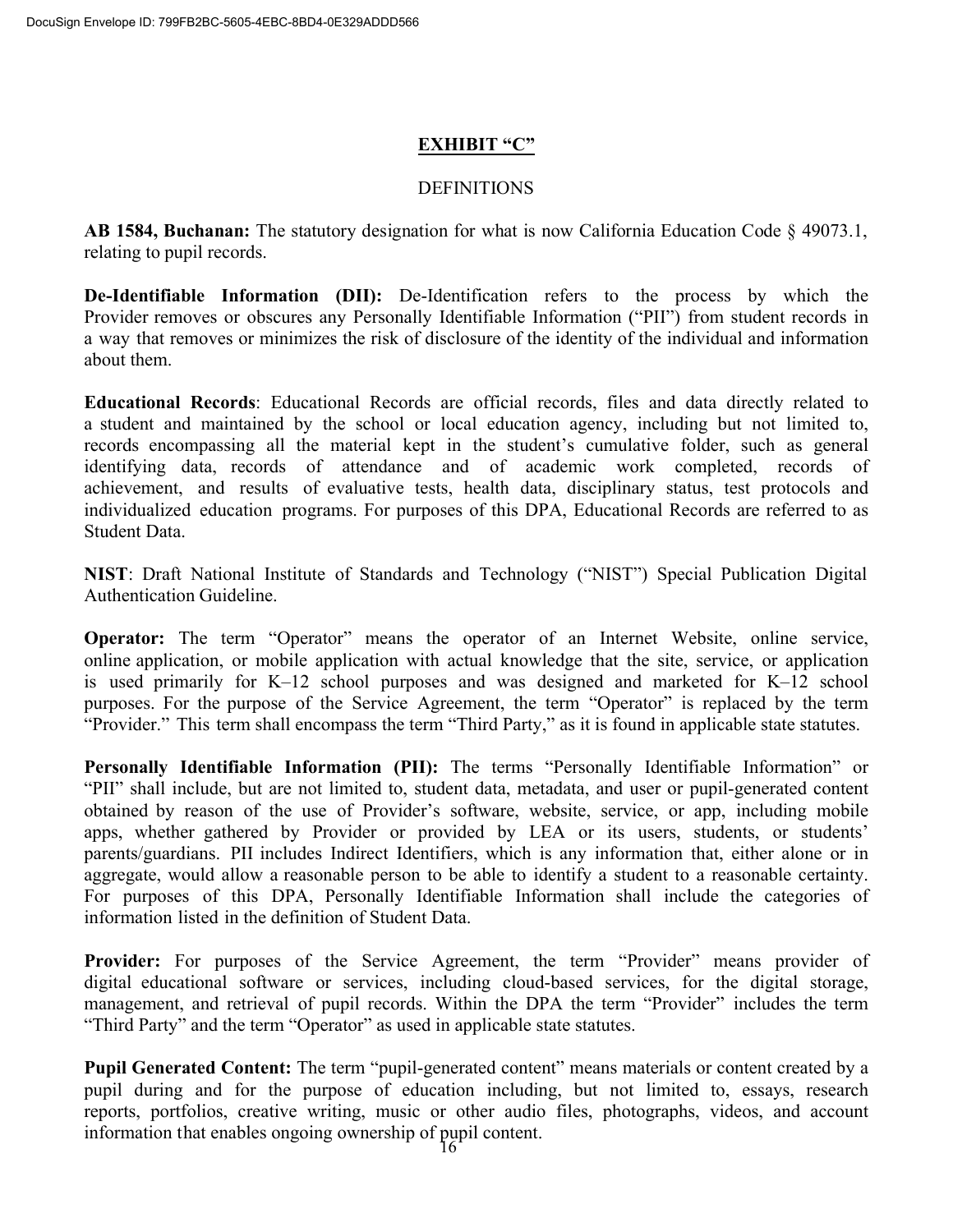# EXHIBIT "C"

## DEFINITIONS

**AB 1584, Buchanan:** The statutory designation for what is now California Education Code § 49073.1, relating to pupil records.

**De-Identifiable Information (DII):** De-Identification refers to the process by which the Provider removes or obscures any Personally Identifiable Information ("PII") from student records in a way that removes or minimizes the risk of disclosure of the identity of the individual and information about them.

**Educational Records**: Educational Records are official records, files and data directly related to a student and maintained by the school or local education agency, including but not limited to, records encompassing all the material kept in the student's cumulative folder, such as general identifying data, records of attendance and of academic work completed, records of achievement, and results of evaluative tests, health data, disciplinary status, test protocols and individualized education programs. For purposes of this DPA, Educational Records are referred to as Student Data.

**NIST**: Draft National Institute of Standards and Technology ("NIST") Special Publication Digital Authentication Guideline.

**Operator:** The term "Operator" means the operator of an Internet Website, online service, online application, or mobile application with actual knowledge that the site, service, or application is used primarily for K–12 school purposes and was designed and marketed for K–12 school purposes. For the purpose of the Service Agreement, the term "Operator" is replaced by the term "Provider." This term shall encompass the term "Third Party," as it is found in applicable state statutes.

**Personally Identifiable Information (PII):** The terms "Personally Identifiable Information" or "PII" shall include, but are not limited to, student data, metadata, and user or pupil-generated content obtained by reason of the use of Provider's software, website, service, or app, including mobile apps, whether gathered by Provider or provided by LEA or its users, students, or students' parents/guardians. PII includes Indirect Identifiers, which is any information that, either alone or in aggregate, would allow a reasonable person to be able to identify a student to a reasonable certainty. For purposes of this DPA, Personally Identifiable Information shall include the categories of information listed in the definition of Student Data.

**Provider:** For purposes of the Service Agreement, the term "Provider" means provider of digital educational software or services, including cloud-based services, for the digital storage, management, and retrieval of pupil records. Within the DPA the term "Provider" includes the term "Third Party" and the term "Operator" as used in applicable state statutes.

**Pupil Generated Content:** The term "pupil-generated content" means materials or content created by a pupil during and for the purpose of education including, but not limited to, essays, research reports, portfolios, creative writing, music or other audio files, photographs, videos, and account information that enables ongoing ownership of pupil content.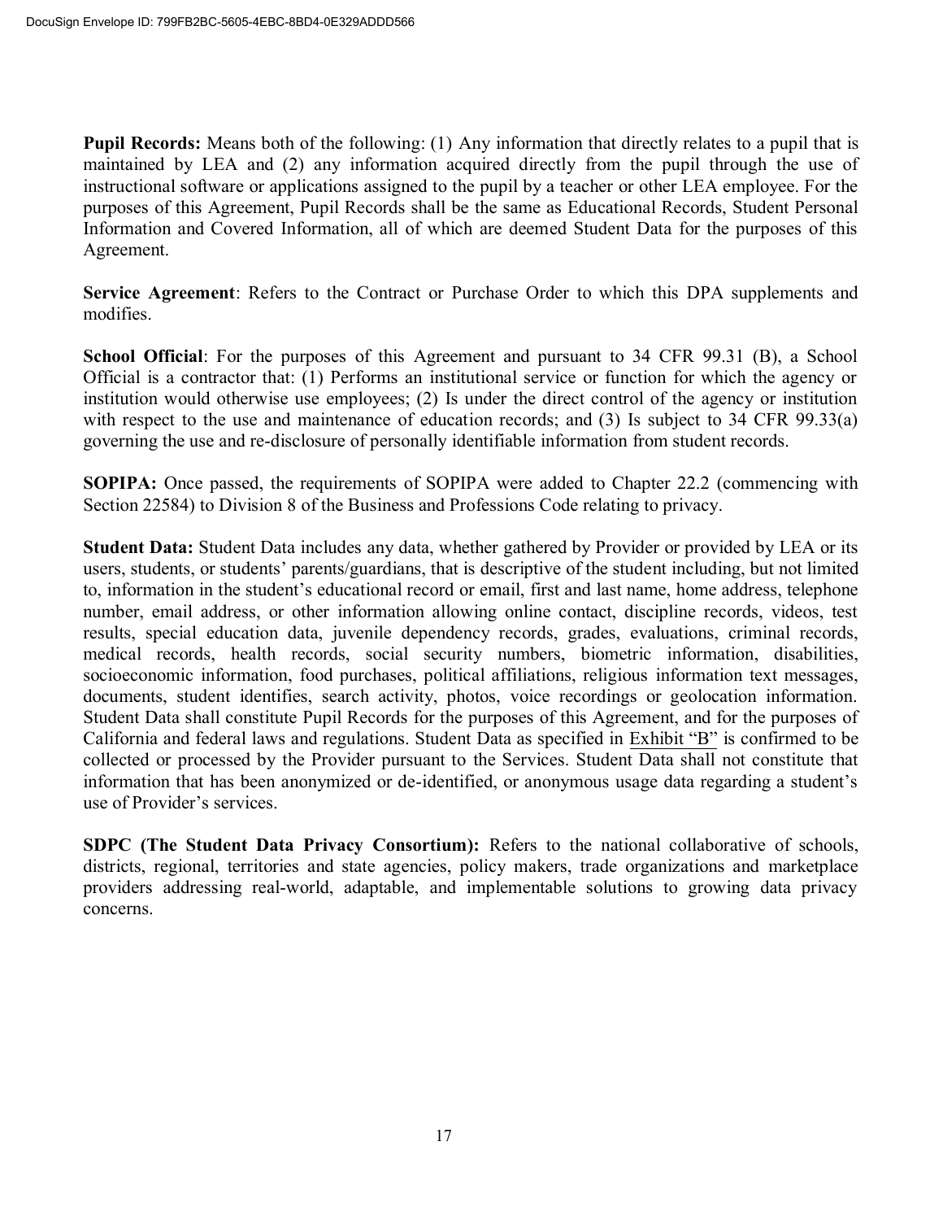**Pupil Records:** Means both of the following: (1) Any information that directly relates to a pupil that is maintained by LEA and (2) any information acquired directly from the pupil through the use of instructional software or applications assigned to the pupil by a teacher or other LEA employee. For the purposes of this Agreement, Pupil Records shall be the same as Educational Records, Student Personal Information and Covered Information, all of which are deemed Student Data for the purposes of this Agreement.

**Service Agreement**: Refers to the Contract or Purchase Order to which this DPA supplements and modifies.

**School Official**: For the purposes of this Agreement and pursuant to 34 CFR 99.31 (B), a School Official is a contractor that: (1) Performs an institutional service or function for which the agency or institution would otherwise use employees; (2) Is under the direct control of the agency or institution with respect to the use and maintenance of education records; and (3) Is subject to 34 CFR 99.33(a) governing the use and re-disclosure of personally identifiable information from student records.

**SOPIPA:** Once passed, the requirements of SOPIPA were added to Chapter 22.2 (commencing with Section 22584) to Division 8 of the Business and Professions Code relating to privacy.

**Student Data:** Student Data includes any data, whether gathered by Provider or provided by LEA or its users, students, or students' parents/guardians, that is descriptive of the student including, but not limited to, information in the student's educational record or email, first and last name, home address, telephone number, email address, or other information allowing online contact, discipline records, videos, test results, special education data, juvenile dependency records, grades, evaluations, criminal records, medical records, health records, social security numbers, biometric information, disabilities, socioeconomic information, food purchases, political affiliations, religious information text messages, documents, student identifies, search activity, photos, voice recordings or geolocation information. Student Data shall constitute Pupil Records for the purposes of this Agreement, and for the purposes of California and federal laws and regulations. Student Data as specified in Exhibit "B" is confirmed to be collected or processed by the Provider pursuant to the Services. Student Data shall not constitute that information that has been anonymized or de-identified, or anonymous usage data regarding a student's use of Provider's services.

**SDPC (The Student Data Privacy Consortium):** Refers to the national collaborative of schools, districts, regional, territories and state agencies, policy makers, trade organizations and marketplace providers addressing real-world, adaptable, and implementable solutions to growing data privacy concerns.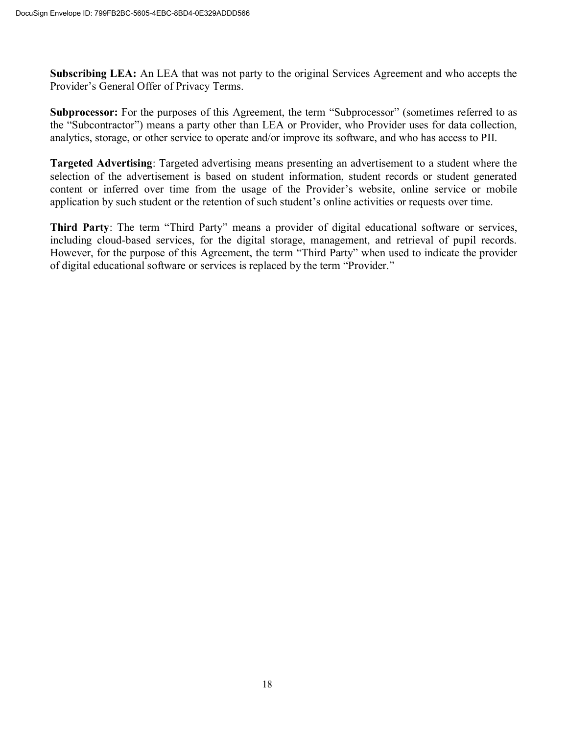**Subscribing LEA:** An LEA that was not party to the original Services Agreement and who accepts the Provider's General Offer of Privacy Terms.

**Subprocessor:** For the purposes of this Agreement, the term "Subprocessor" (sometimes referred to as the "Subcontractor") means a party other than LEA or Provider, who Provider uses for data collection, analytics, storage, or other service to operate and/or improve its software, and who has access to PII.

**Targeted Advertising**: Targeted advertising means presenting an advertisement to a student where the selection of the advertisement is based on student information, student records or student generated content or inferred over time from the usage of the Provider's website, online service or mobile application by such student or the retention of such student's online activities or requests over time.

**Third Party**: The term "Third Party" means a provider of digital educational software or services, including cloud-based services, for the digital storage, management, and retrieval of pupil records. However, for the purpose of this Agreement, the term "Third Party" when used to indicate the provider of digital educational software or services is replaced by the term "Provider."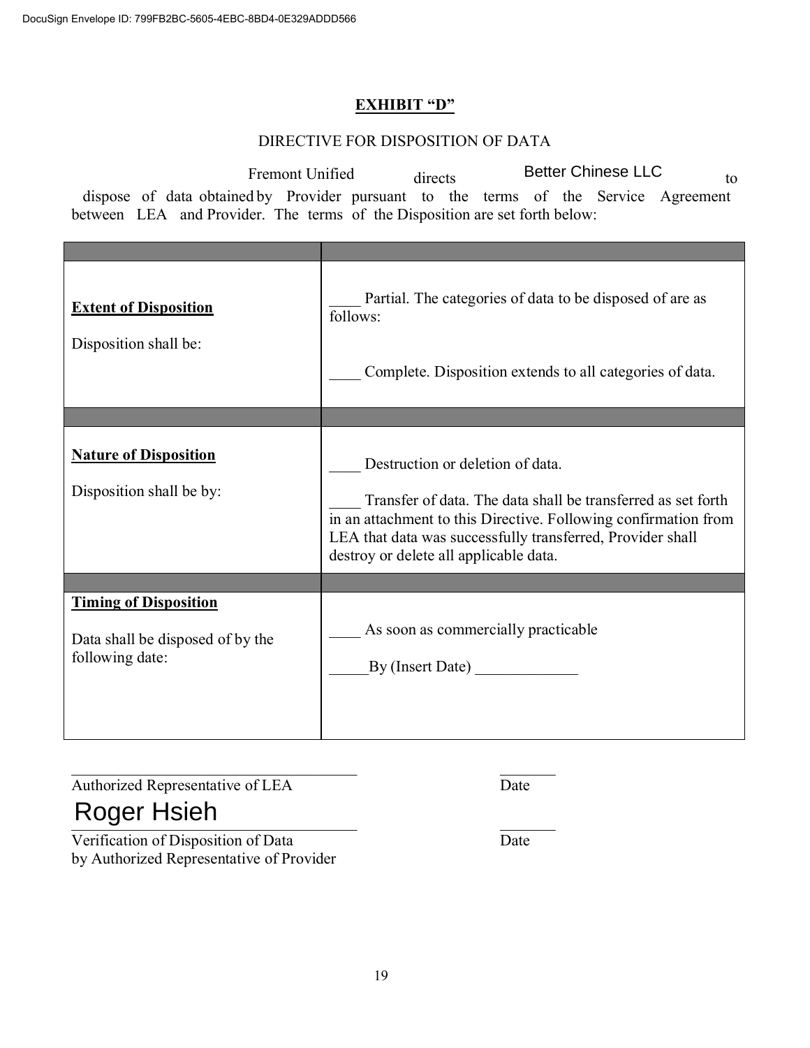## EXHIBIT "D"

DIRECTIVE FOR DISPOSITION OF DATA

Fremont Unified directs Better Chinese LLC to dispose of data obtained by Provider pursuant to the terms of the Service Agreement between LEA and Provider. The terms of the Disposition are set forth below:

| | |
|---|---|
| **Extent of Disposition**<br><br>Disposition shall be: | ____ Partial. The categories of data to be disposed of are as follows:<br><br>____ Complete. Disposition extends to all categories of data. |
| | |
| **Nature of Disposition**<br><br>Disposition shall be by: | ____ Destruction or deletion of data.<br><br>____ Transfer of data. The data shall be transferred as set forth in an attachment to this Directive. Following confirmation from LEA that data was successfully transferred, Provider shall destroy or delete all applicable data. |
| | |
| **Timing of Disposition**<br><br>Data shall be disposed of by the following date: | ____ As soon as commercially practicable<br><br>_____By (Insert Date) _____________ |

_________________________________ _______
Authorized Representative of LEA Date

Roger Hsieh
_________________________________ _______
Verification of Disposition of Data Date
by Authorized Representative of Provider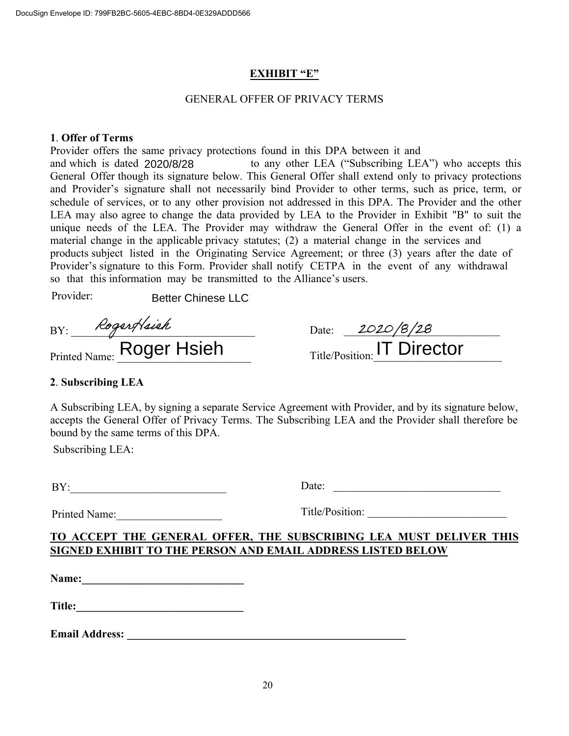DocuSign Envelope ID: 799FB2BC-5605-4EBC-8BD4-0E329ADDD566

## EXHIBIT "E"

GENERAL OFFER OF PRIVACY TERMS

**1. Offer of Terms**

Provider offers the same privacy protections found in this DPA between it and and which is dated 2020/8/28 to any other LEA ("Subscribing LEA") who accepts this General Offer though its signature below. This General Offer shall extend only to privacy protections and Provider's signature shall not necessarily bind Provider to other terms, such as price, term, or schedule of services, or to any other provision not addressed in this DPA. The Provider and the other LEA may also agree to change the data provided by LEA to the Provider in Exhibit "B" to suit the unique needs of the LEA. The Provider may withdraw the General Offer in the event of: (1) a material change in the applicable privacy statutes; (2) a material change in the services and products subject listed in the Originating Service Agreement; or three (3) years after the date of Provider's signature to this Form. Provider shall notify CETPA in the event of any withdrawal so that this information may be transmitted to the Alliance's users.

Provider: Better Chinese LLC

BY: Roger Hsieh  Date: 2020/8/28

Printed Name: Roger Hsieh  Title/Position: IT Director

**2. Subscribing LEA**

A Subscribing LEA, by signing a separate Service Agreement with Provider, and by its signature below, accepts the General Offer of Privacy Terms. The Subscribing LEA and the Provider shall therefore be bound by the same terms of this DPA.

Subscribing LEA:

BY:\_\_\_\_\_\_\_\_\_\_\_\_\_\_\_\_\_\_\_\_\_\_\_\_\_\_\_\_  Date: \_\_\_\_\_\_\_\_\_\_\_\_\_\_\_\_\_\_\_\_\_\_\_\_\_\_\_\_\_\_

Printed Name:\_\_\_\_\_\_\_\_\_\_\_\_\_\_\_\_\_\_\_  Title/Position: \_\_\_\_\_\_\_\_\_\_\_\_\_\_\_\_\_\_\_\_\_\_\_\_\_

**TO ACCEPT THE GENERAL OFFER, THE SUBSCRIBING LEA MUST DELIVER THIS SIGNED EXHIBIT TO THE PERSON AND EMAIL ADDRESS LISTED BELOW**

**Name:\_\_\_\_\_\_\_\_\_\_\_\_\_\_\_\_\_\_\_\_\_\_\_\_\_\_\_\_\_**

**Title:\_\_\_\_\_\_\_\_\_\_\_\_\_\_\_\_\_\_\_\_\_\_\_\_\_\_\_\_\_\_**

**Email Address: \_\_\_\_\_\_\_\_\_\_\_\_\_\_\_\_\_\_\_\_\_\_\_\_\_\_\_\_\_\_\_\_\_\_\_\_\_\_\_\_\_\_\_\_\_\_\_\_\_\_**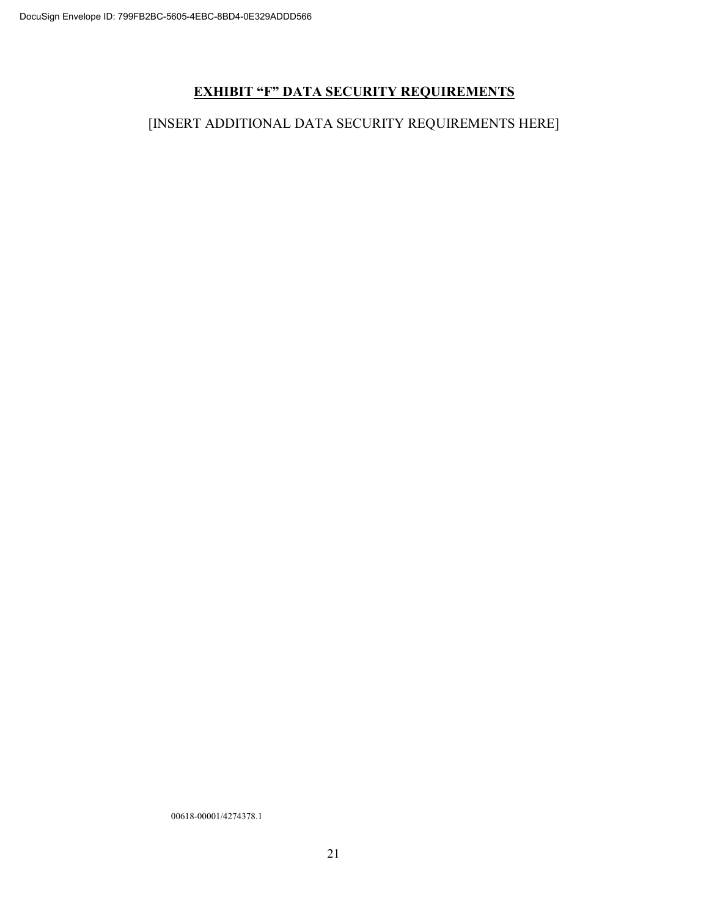## EXHIBIT "F" DATA SECURITY REQUIREMENTS

[INSERT ADDITIONAL DATA SECURITY REQUIREMENTS HERE]